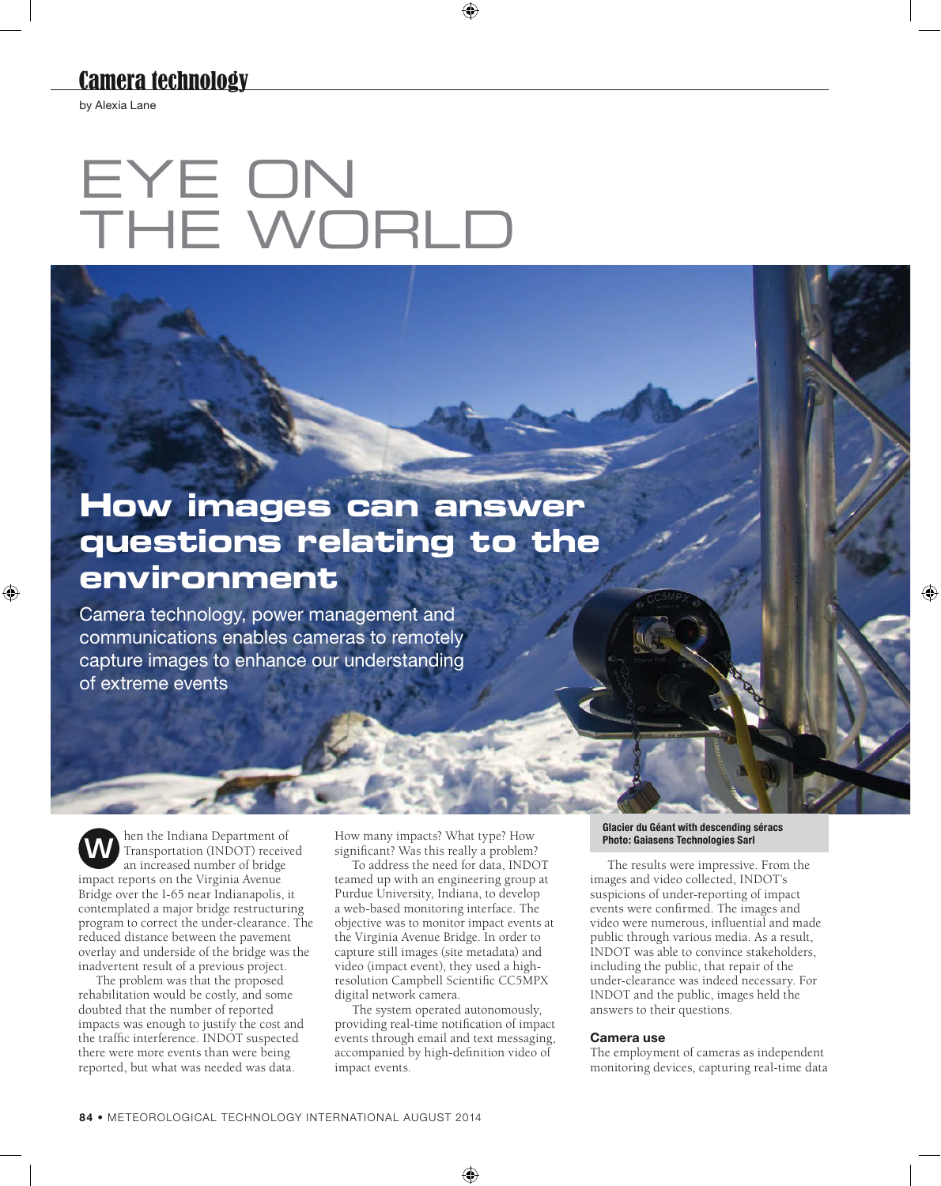## Camera technology

by Alexia Lane

# EYE ON THE WORLD

## How images can answer questions relating to the environment

Camera technology, power management and communications enables cameras to remotely capture images to enhance our understanding of extreme events

When the Indiana Department of Transportation (INDOT) received an increased number of bridge impact reports on the Virginia Avenue Bridge over the I-65 near Indianapolis, it contemplated a major bridge restructuring program to correct the under-clearance. The reduced distance between the pavement overlay and underside of the bridge was the inadvertent result of a previous project.

The problem was that the proposed rehabilitation would be costly, and some doubted that the number of reported impacts was enough to justify the cost and the traffic interference. INDOT suspected there were more events than were being reported, but what was needed was data. How many impacts? What type? How significant? Was this really a problem?

To address the need for data, INDOT teamed up with an engineering group at Purdue University, Indiana, to develop a web-based monitoring interface. The objective was to monitor impact events at the Virginia Avenue Bridge. In order to capture still images (site metadata) and video (impact event), they used a high-resolution Campbell Scientific CC5MPX digital network camera.

The system operated autonomously, providing real-time notification of impact events through email and text messaging, accompanied by high-definition video of impact events.

**Glacier du Géant with descending séracs**
**Photo: Gaiasens Technologies Sarl**

The results were impressive. From the images and video collected, INDOT's suspicions of under-reporting of impact events were confirmed. The images and video were numerous, influential and made public through various media. As a result, INDOT was able to convince stakeholders, including the public, that repair of the under-clearance was indeed necessary. For INDOT and the public, images held the answers to their questions.

### Camera use

The employment of cameras as independent monitoring devices, capturing real-time data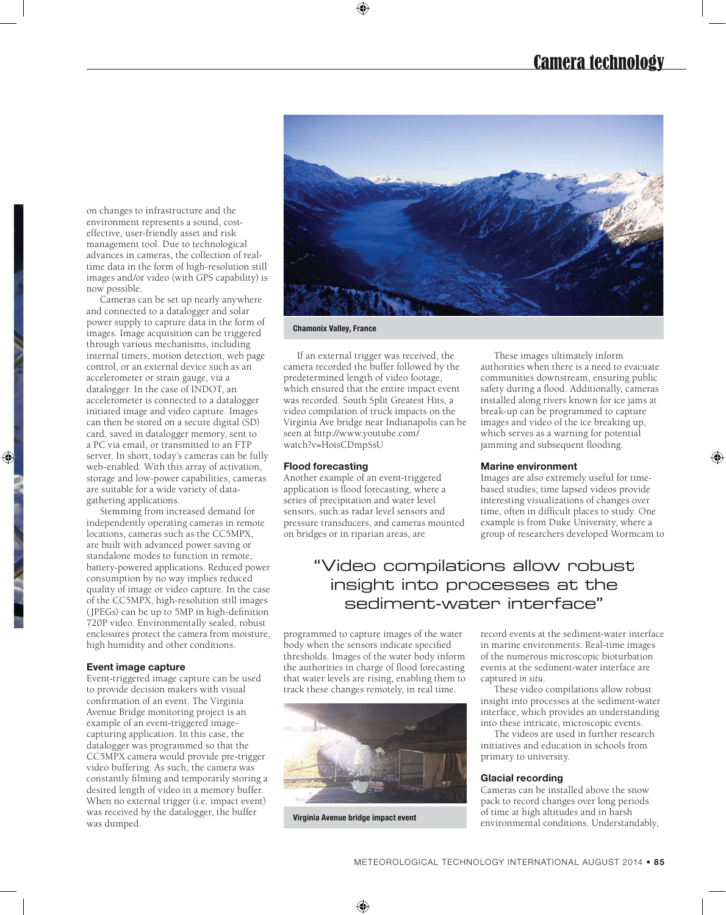on changes to infrastructure and the environment represents a sound, cost-effective, user-friendly asset and risk management tool. Due to technological advances in cameras, the collection of real-time data in the form of high-resolution still images and/or video (with GPS capability) is now possible.

Cameras can be set up nearly anywhere and connected to a datalogger and solar power supply to capture data in the form of images. Image acquisition can be triggered through various mechanisms, including internal timers, motion detection, web page control, or an external device such as an accelerometer or strain gauge, via a datalogger. In the case of INDOT, an accelerometer is connected to a datalogger initiated image and video capture. Images can then be stored on a secure digital (SD) card, saved in datalogger memory, sent to a PC via email, or transmitted to an FTP server. In short, today's cameras can be fully web-enabled. With this array of activation, storage and low-power capabilities, cameras are suitable for a wide variety of data-gathering applications.

Stemming from increased demand for independently operating cameras in remote locations, cameras such as the CC5MPX, are built with advanced power saving or standalone modes to function in remote, battery-powered applications. Reduced power consumption by no way implies reduced quality of image or video capture. In the case of the CC5MPX, high-resolution still images (JPEGs) can be up to 5MP in high-definition 720P video. Environmentally sealed, robust enclosures protect the camera from moisture, high humidity and other conditions.

### Event image capture

Event-triggered image capture can be used to provide decision makers with visual confirmation of an event. The Virginia Avenue Bridge monitoring project is an example of an event-triggered image-capturing application. In this case, the datalogger was programmed so that the CC5MPX camera would provide pre-trigger video buffering. As such, the camera was constantly filming and temporarily storing a desired length of video in a memory buffer. When no external trigger (i.e. impact event) was received by the datalogger, the buffer was dumped.

Chamonix Valley, France

If an external trigger was received, the camera recorded the buffer followed by the predetermined length of video footage, which ensured that the entire impact event was recorded. South Split Greatest Hits, a video compilation of truck impacts on the Virginia Ave bridge near Indianapolis can be seen at http://www.youtube.com/watch?v=HoisCDmpSsU

### Flood forecasting

Another example of an event-triggered application is flood forecasting, where a series of precipitation and water level sensors, such as radar level sensors and pressure transducers, and cameras mounted on bridges or in riparian areas, are programmed to capture images of the water body when the sensors indicate specified thresholds. Images of the water body inform the authorities in charge of flood forecasting that water levels are rising, enabling them to track these changes remotely, in real time.

Virginia Avenue bridge impact event

These images ultimately inform authorities when there is a need to evacuate communities downstream, ensuring public safety during a flood. Additionally, cameras installed along rivers known for ice jams at break-up can be programmed to capture images and video of the ice breaking up, which serves as a warning for potential jamming and subsequent flooding.

### Marine environment

Images are also extremely useful for time-based studies; time lapsed videos provide interesting visualizations of changes over time, often in difficult places to study. One example is from Duke University, where a group of researchers developed Wormcam to record events at the sediment-water interface in marine environments. Real-time images of the numerous microscopic bioturbation events at the sediment-water interface are captured *in situ*.

These video compilations allow robust insight into processes at the sediment-water interface, which provides an understanding into these intricate, microscopic events.

The videos are used in further research initiatives and education in schools from primary to university.

> "Video compilations allow robust insight into processes at the sediment-water interface"

### Glacial recording

Cameras can be installed above the snow pack to record changes over long periods of time at high altitudes and in harsh environmental conditions. Understandably,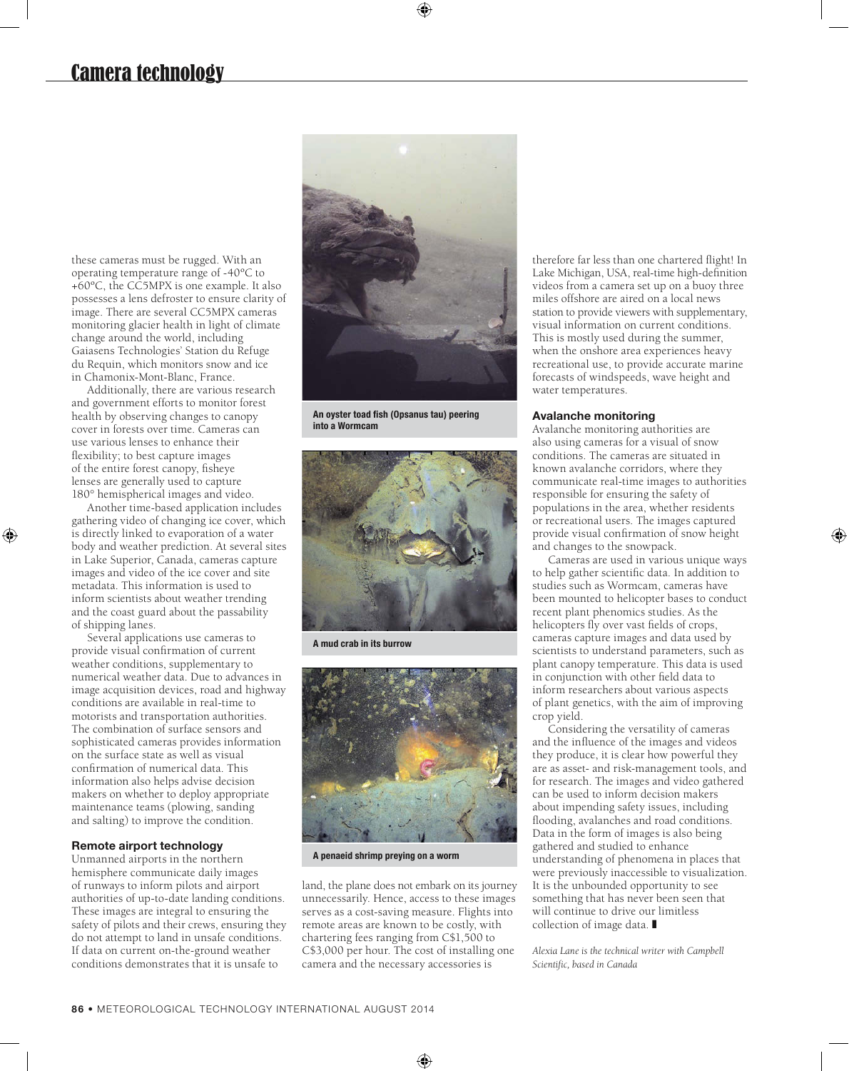these cameras must be rugged. With an operating temperature range of -40°C to +60°C, the CC5MPX is one example. It also possesses a lens defroster to ensure clarity of image. There are several CC5MPX cameras monitoring glacier health in light of climate change around the world, including Gaiasens Technologies' Station du Refuge du Requin, which monitors snow and ice in Chamonix-Mont-Blanc, France.

Additionally, there are various research and government efforts to monitor forest health by observing changes to canopy cover in forests over time. Cameras can use various lenses to enhance their flexibility; to best capture images of the entire forest canopy, fisheye lenses are generally used to capture 180° hemispherical images and video.

Another time-based application includes gathering video of changing ice cover, which is directly linked to evaporation of a water body and weather prediction. At several sites in Lake Superior, Canada, cameras capture images and video of the ice cover and site metadata. This information is used to inform scientists about weather trending and the coast guard about the passability of shipping lanes.

Several applications use cameras to provide visual confirmation of current weather conditions, supplementary to numerical weather data. Due to advances in image acquisition devices, road and highway conditions are available in real-time to motorists and transportation authorities. The combination of surface sensors and sophisticated cameras provides information on the surface state as well as visual confirmation of numerical data. This information also helps advise decision makers on whether to deploy appropriate maintenance teams (plowing, sanding and salting) to improve the condition.

### Remote airport technology

Unmanned airports in the northern hemisphere communicate daily images of runways to inform pilots and airport authorities of up-to-date landing conditions. These images are integral to ensuring the safety of pilots and their crews, ensuring they do not attempt to land in unsafe conditions. If data on current on-the-ground weather conditions demonstrates that it is unsafe to land, the plane does not embark on its journey unnecessarily. Hence, access to these images serves as a cost-saving measure. Flights into remote areas are known to be costly, with chartering fees ranging from C$1,500 to C$3,000 per hour. The cost of installing one camera and the necessary accessories is therefore far less than one chartered flight! In Lake Michigan, USA, real-time high-definition videos from a camera set up on a buoy three miles offshore are aired on a local news station to provide viewers with supplementary, visual information on current conditions. This is mostly used during the summer, when the onshore area experiences heavy recreational use, to provide accurate marine forecasts of windspeeds, wave height and water temperatures.

**An oyster toad fish (Opsanus tau) peering into a Wormcam**

**A mud crab in its burrow**

**A penaeid shrimp preying on a worm**

### Avalanche monitoring

Avalanche monitoring authorities are also using cameras for a visual of snow conditions. The cameras are situated in known avalanche corridors, where they communicate real-time images to authorities responsible for ensuring the safety of populations in the area, whether residents or recreational users. The images captured provide visual confirmation of snow height and changes to the snowpack.

Cameras are used in various unique ways to help gather scientific data. In addition to studies such as Wormcam, cameras have been mounted to helicopter bases to conduct recent plant phenomics studies. As the helicopters fly over vast fields of crops, cameras capture images and data used by scientists to understand parameters, such as plant canopy temperature. This data is used in conjunction with other field data to inform researchers about various aspects of plant genetics, with the aim of improving crop yield.

Considering the versatility of cameras and the influence of the images and videos they produce, it is clear how powerful they are as asset- and risk-management tools, and for research. The images and video gathered can be used to inform decision makers about impending safety issues, including flooding, avalanches and road conditions. Data in the form of images is also being gathered and studied to enhance understanding of phenomena in places that were previously inaccessible to visualization. It is the unbounded opportunity to see something that has never been seen that will continue to drive our limitless collection of image data. ∎

*Alexia Lane is the technical writer with Campbell Scientific, based in Canada*